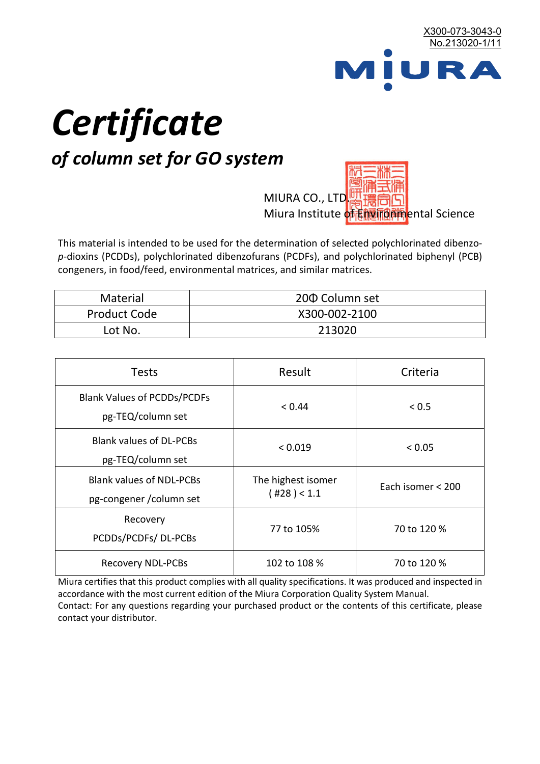X300-073-3043-0
No.213020-1/11

MIURA

# *Certificate*

## *of column set for GO system*

MIURA CO., LTD.
Miura Institute of Environmental Science

This material is intended to be used for the determination of selected polychlorinated dibenzo-*p*-dioxins (PCDDs), polychlorinated dibenzofurans (PCDFs), and polychlorinated biphenyl (PCB) congeners, in food/feed, environmental matrices, and similar matrices.

| Material | 20Φ Column set |
|---|---|
| Product Code | X300-002-2100 |
| Lot No. | 213020 |

| Tests | Result | Criteria |
|---|---|---|
| Blank Values of PCDDs/PCDFs pg-TEQ/column set | < 0.44 | < 0.5 |
| Blank values of DL-PCBs pg-TEQ/column set | < 0.019 | < 0.05 |
| Blank values of NDL-PCBs pg-congener /column set | The highest isomer ( #28 ) < 1.1 | Each isomer < 200 |
| Recovery PCDDs/PCDFs/ DL-PCBs | 77 to 105% | 70 to 120 % |
| Recovery NDL-PCBs | 102 to 108 % | 70 to 120 % |

Miura certifies that this product complies with all quality specifications. It was produced and inspected in accordance with the most current edition of the Miura Corporation Quality System Manual.
Contact: For any questions regarding your purchased product or the contents of this certificate, please contact your distributor.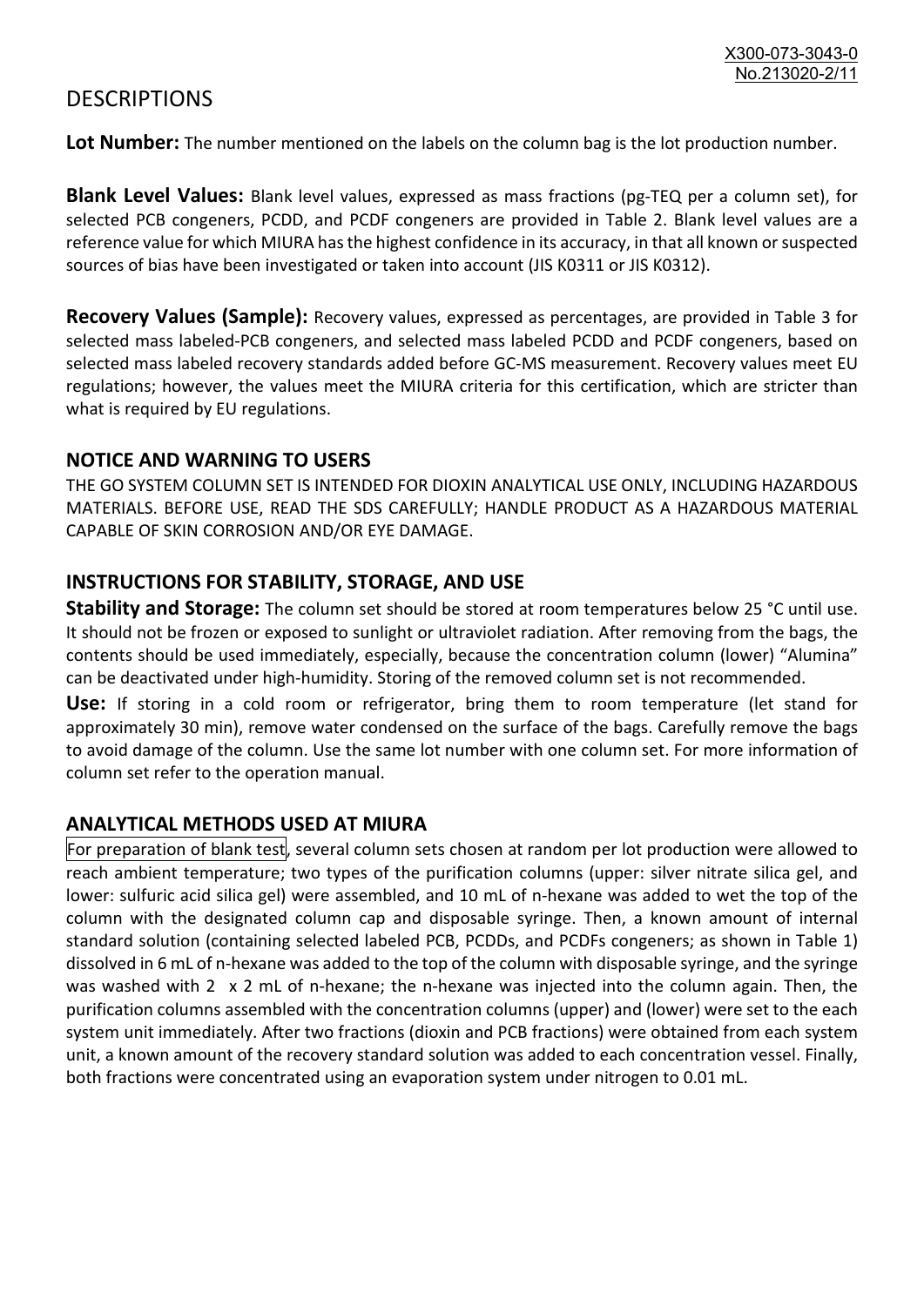# DESCRIPTIONS

**Lot Number:** The number mentioned on the labels on the column bag is the lot production number.

**Blank Level Values:** Blank level values, expressed as mass fractions (pg-TEQ per a column set), for selected PCB congeners, PCDD, and PCDF congeners are provided in Table 2. Blank level values are a reference value for which MIURA has the highest confidence in its accuracy, in that all known or suspected sources of bias have been investigated or taken into account (JIS K0311 or JIS K0312).

**Recovery Values (Sample):** Recovery values, expressed as percentages, are provided in Table 3 for selected mass labeled-PCB congeners, and selected mass labeled PCDD and PCDF congeners, based on selected mass labeled recovery standards added before GC-MS measurement. Recovery values meet EU regulations; however, the values meet the MIURA criteria for this certification, which are stricter than what is required by EU regulations.

## NOTICE AND WARNING TO USERS

THE GO SYSTEM COLUMN SET IS INTENDED FOR DIOXIN ANALYTICAL USE ONLY, INCLUDING HAZARDOUS MATERIALS. BEFORE USE, READ THE SDS CAREFULLY; HANDLE PRODUCT AS A HAZARDOUS MATERIAL CAPABLE OF SKIN CORROSION AND/OR EYE DAMAGE.

## INSTRUCTIONS FOR STABILITY, STORAGE, AND USE

**Stability and Storage:** The column set should be stored at room temperatures below 25 °C until use. It should not be frozen or exposed to sunlight or ultraviolet radiation. After removing from the bags, the contents should be used immediately, especially, because the concentration column (lower) "Alumina" can be deactivated under high-humidity. Storing of the removed column set is not recommended.

**Use:** If storing in a cold room or refrigerator, bring them to room temperature (let stand for approximately 30 min), remove water condensed on the surface of the bags. Carefully remove the bags to avoid damage of the column. Use the same lot number with one column set. For more information of column set refer to the operation manual.

## ANALYTICAL METHODS USED AT MIURA

For preparation of blank test, several column sets chosen at random per lot production were allowed to reach ambient temperature; two types of the purification columns (upper: silver nitrate silica gel, and lower: sulfuric acid silica gel) were assembled, and 10 mL of n-hexane was added to wet the top of the column with the designated column cap and disposable syringe. Then, a known amount of internal standard solution (containing selected labeled PCB, PCDDs, and PCDFs congeners; as shown in Table 1) dissolved in 6 mL of n-hexane was added to the top of the column with disposable syringe, and the syringe was washed with 2 x 2 mL of n-hexane; the n-hexane was injected into the column again. Then, the purification columns assembled with the concentration columns (upper) and (lower) were set to the each system unit immediately. After two fractions (dioxin and PCB fractions) were obtained from each system unit, a known amount of the recovery standard solution was added to each concentration vessel. Finally, both fractions were concentrated using an evaporation system under nitrogen to 0.01 mL.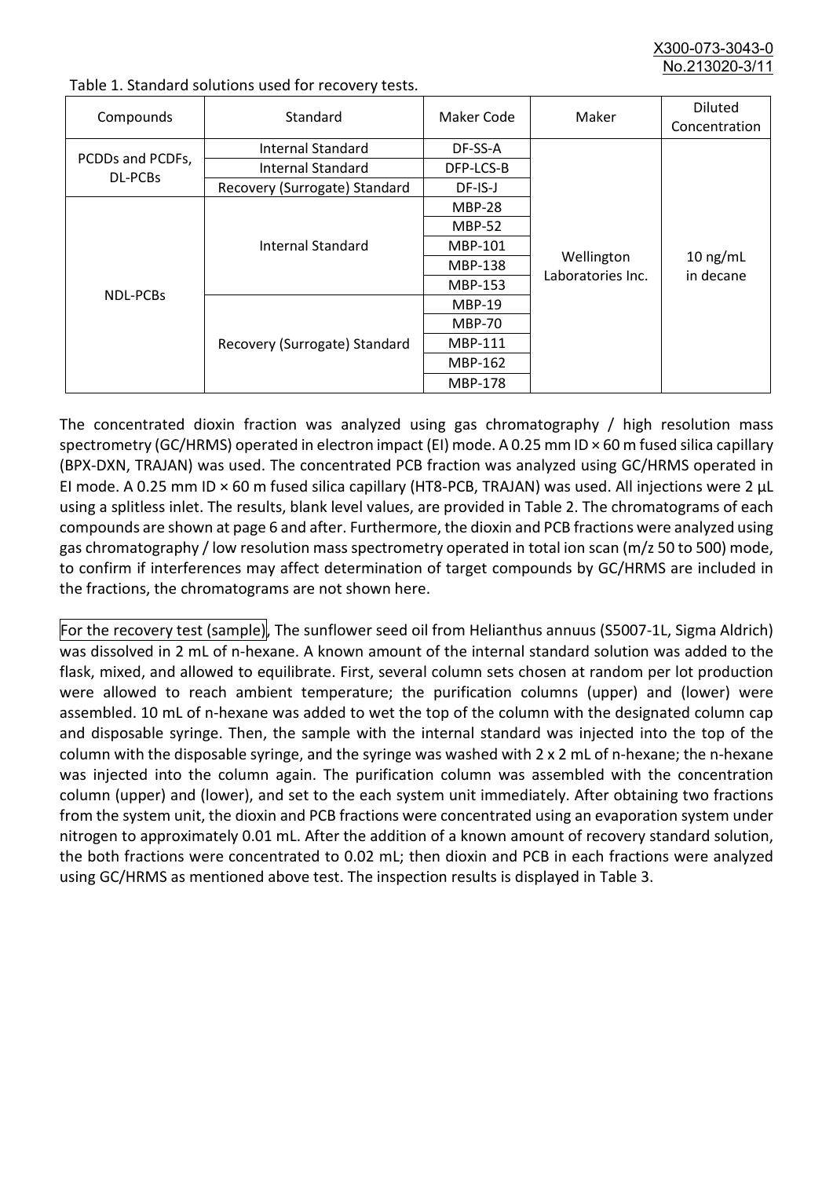Table 1. Standard solutions used for recovery tests.

| Compounds | Standard | Maker Code | Maker | Diluted Concentration |
|---|---|---|---|---|
| PCDDs and PCDFs, DL-PCBs | Internal Standard | DF-SS-A | Wellington Laboratories Inc. | 10 ng/mL in decane |
| | Internal Standard | DFP-LCS-B | | |
| | Recovery (Surrogate) Standard | DF-IS-J | | |
| NDL-PCBs | Internal Standard | MBP-28 | | |
| | | MBP-52 | | |
| | | MBP-101 | | |
| | | MBP-138 | | |
| | | MBP-153 | | |
| | Recovery (Surrogate) Standard | MBP-19 | | |
| | | MBP-70 | | |
| | | MBP-111 | | |
| | | MBP-162 | | |
| | | MBP-178 | | |

The concentrated dioxin fraction was analyzed using gas chromatography / high resolution mass spectrometry (GC/HRMS) operated in electron impact (EI) mode. A 0.25 mm ID × 60 m fused silica capillary (BPX-DXN, TRAJAN) was used. The concentrated PCB fraction was analyzed using GC/HRMS operated in EI mode. A 0.25 mm ID × 60 m fused silica capillary (HT8-PCB, TRAJAN) was used. All injections were 2 μL using a splitless inlet. The results, blank level values, are provided in Table 2. The chromatograms of each compounds are shown at page 6 and after. Furthermore, the dioxin and PCB fractions were analyzed using gas chromatography / low resolution mass spectrometry operated in total ion scan (m/z 50 to 500) mode, to confirm if interferences may affect determination of target compounds by GC/HRMS are included in the fractions, the chromatograms are not shown here.

For the recovery test (sample), The sunflower seed oil from Helianthus annuus (S5007-1L, Sigma Aldrich) was dissolved in 2 mL of n-hexane. A known amount of the internal standard solution was added to the flask, mixed, and allowed to equilibrate. First, several column sets chosen at random per lot production were allowed to reach ambient temperature; the purification columns (upper) and (lower) were assembled. 10 mL of n-hexane was added to wet the top of the column with the designated column cap and disposable syringe. Then, the sample with the internal standard was injected into the top of the column with the disposable syringe, and the syringe was washed with 2 x 2 mL of n-hexane; the n-hexane was injected into the column again. The purification column was assembled with the concentration column (upper) and (lower), and set to the each system unit immediately. After obtaining two fractions from the system unit, the dioxin and PCB fractions were concentrated using an evaporation system under nitrogen to approximately 0.01 mL. After the addition of a known amount of recovery standard solution, the both fractions were concentrated to 0.02 mL; then dioxin and PCB in each fractions were analyzed using GC/HRMS as mentioned above test. The inspection results is displayed in Table 3.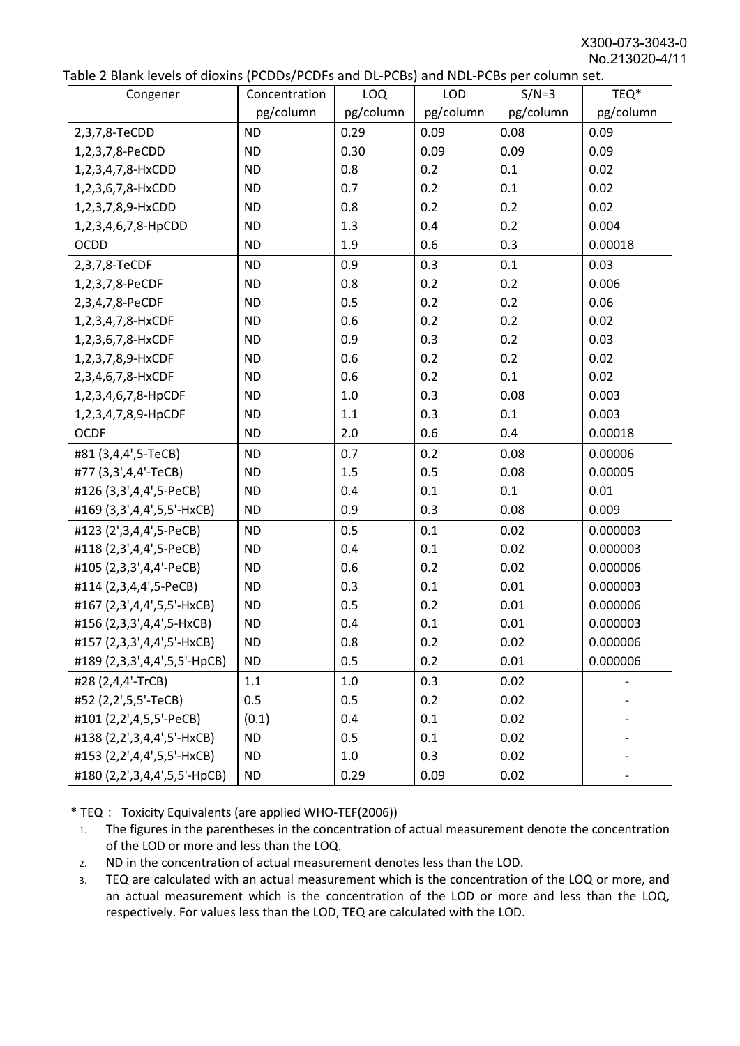Table 2 Blank levels of dioxins (PCDDs/PCDFs and DL-PCBs) and NDL-PCBs per column set.

| Congener | Concentration pg/column | LOQ pg/column | LOD pg/column | S/N=3 pg/column | TEQ* pg/column |
|---|---|---|---|---|---|
| 2,3,7,8-TeCDD | ND | 0.29 | 0.09 | 0.08 | 0.09 |
| 1,2,3,7,8-PeCDD | ND | 0.30 | 0.09 | 0.09 | 0.09 |
| 1,2,3,4,7,8-HxCDD | ND | 0.8 | 0.2 | 0.1 | 0.02 |
| 1,2,3,6,7,8-HxCDD | ND | 0.7 | 0.2 | 0.1 | 0.02 |
| 1,2,3,7,8,9-HxCDD | ND | 0.8 | 0.2 | 0.2 | 0.02 |
| 1,2,3,4,6,7,8-HpCDD | ND | 1.3 | 0.4 | 0.2 | 0.004 |
| OCDD | ND | 1.9 | 0.6 | 0.3 | 0.00018 |
| 2,3,7,8-TeCDF | ND | 0.9 | 0.3 | 0.1 | 0.03 |
| 1,2,3,7,8-PeCDF | ND | 0.8 | 0.2 | 0.2 | 0.006 |
| 2,3,4,7,8-PeCDF | ND | 0.5 | 0.2 | 0.2 | 0.06 |
| 1,2,3,4,7,8-HxCDF | ND | 0.6 | 0.2 | 0.2 | 0.02 |
| 1,2,3,6,7,8-HxCDF | ND | 0.9 | 0.3 | 0.2 | 0.03 |
| 1,2,3,7,8,9-HxCDF | ND | 0.6 | 0.2 | 0.2 | 0.02 |
| 2,3,4,6,7,8-HxCDF | ND | 0.6 | 0.2 | 0.1 | 0.02 |
| 1,2,3,4,6,7,8-HpCDF | ND | 1.0 | 0.3 | 0.08 | 0.003 |
| 1,2,3,4,7,8,9-HpCDF | ND | 1.1 | 0.3 | 0.1 | 0.003 |
| OCDF | ND | 2.0 | 0.6 | 0.4 | 0.00018 |
| #81 (3,4,4',5-TeCB) | ND | 0.7 | 0.2 | 0.08 | 0.00006 |
| #77 (3,3',4,4'-TeCB) | ND | 1.5 | 0.5 | 0.08 | 0.00005 |
| #126 (3,3',4,4',5-PeCB) | ND | 0.4 | 0.1 | 0.1 | 0.01 |
| #169 (3,3',4,4',5,5'-HxCB) | ND | 0.9 | 0.3 | 0.08 | 0.009 |
| #123 (2',3,4,4',5-PeCB) | ND | 0.5 | 0.1 | 0.02 | 0.000003 |
| #118 (2,3',4,4',5-PeCB) | ND | 0.4 | 0.1 | 0.02 | 0.000003 |
| #105 (2,3,3',4,4'-PeCB) | ND | 0.6 | 0.2 | 0.02 | 0.000006 |
| #114 (2,3,4,4',5-PeCB) | ND | 0.3 | 0.1 | 0.01 | 0.000003 |
| #167 (2,3',4,4',5,5'-HxCB) | ND | 0.5 | 0.2 | 0.01 | 0.000006 |
| #156 (2,3,3',4,4',5-HxCB) | ND | 0.4 | 0.1 | 0.01 | 0.000003 |
| #157 (2,3,3',4,4',5'-HxCB) | ND | 0.8 | 0.2 | 0.02 | 0.000006 |
| #189 (2,3,3',4,4',5,5'-HpCB) | ND | 0.5 | 0.2 | 0.01 | 0.000006 |
| #28 (2,4,4'-TrCB) | 1.1 | 1.0 | 0.3 | 0.02 | - |
| #52 (2,2',5,5'-TeCB) | 0.5 | 0.5 | 0.2 | 0.02 | - |
| #101 (2,2',4,5,5'-PeCB) | (0.1) | 0.4 | 0.1 | 0.02 | - |
| #138 (2,2',3,4,4',5'-HxCB) | ND | 0.5 | 0.1 | 0.02 | - |
| #153 (2,2',4,4',5,5'-HxCB) | ND | 1.0 | 0.3 | 0.02 | - |
| #180 (2,2',3,4,4',5,5'-HpCB) | ND | 0.29 | 0.09 | 0.02 | - |

* TEQ： Toxicity Equivalents (are applied WHO-TEF(2006))

1. The figures in the parentheses in the concentration of actual measurement denote the concentration of the LOD or more and less than the LOQ.
2. ND in the concentration of actual measurement denotes less than the LOD.
3. TEQ are calculated with an actual measurement which is the concentration of the LOQ or more, and an actual measurement which is the concentration of the LOD or more and less than the LOQ, respectively. For values less than the LOD, TEQ are calculated with the LOD.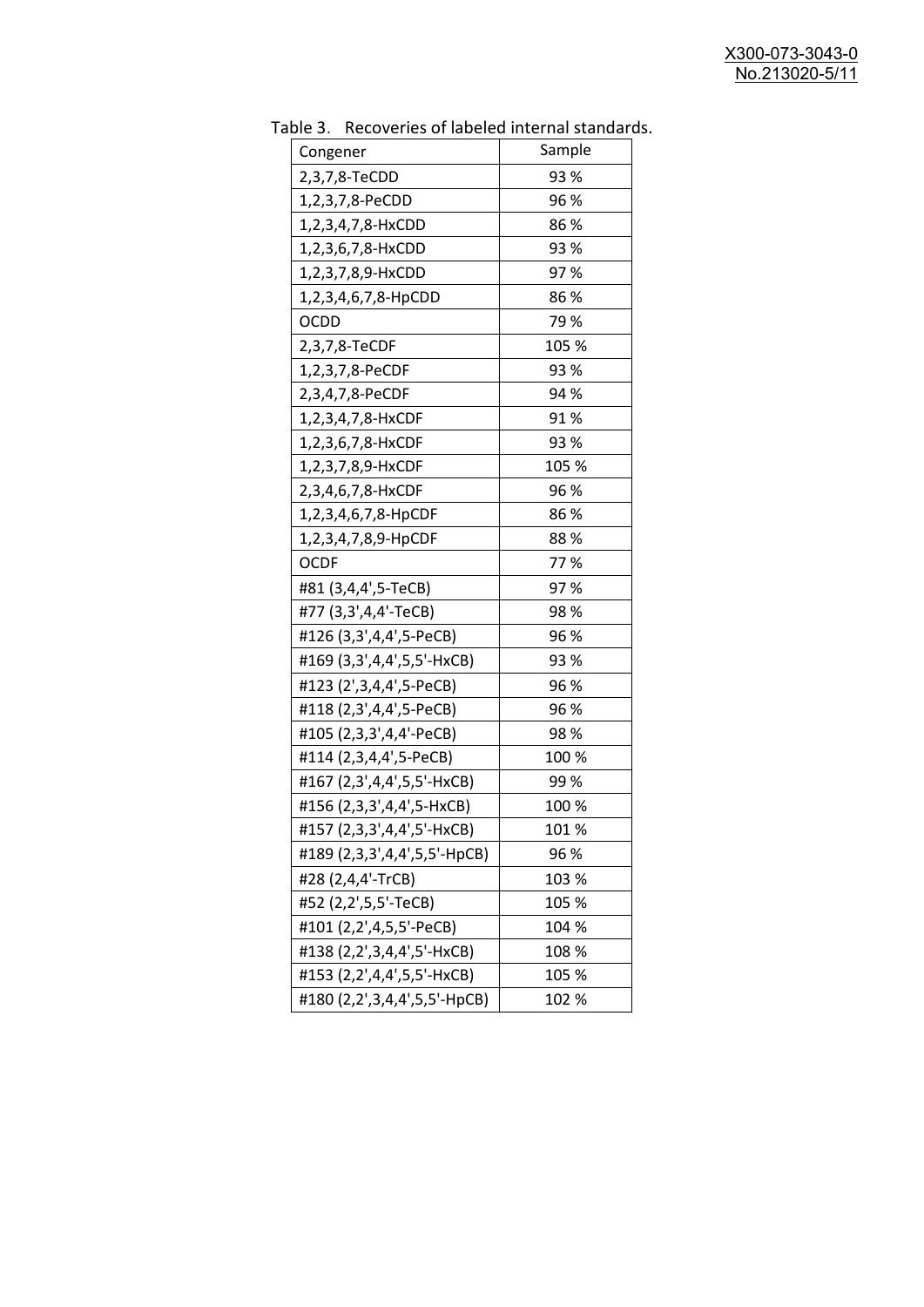Table 3. Recoveries of labeled internal standards.

| Congener | Sample |
|---|---|
| 2,3,7,8-TeCDD | 93 % |
| 1,2,3,7,8-PeCDD | 96 % |
| 1,2,3,4,7,8-HxCDD | 86 % |
| 1,2,3,6,7,8-HxCDD | 93 % |
| 1,2,3,7,8,9-HxCDD | 97 % |
| 1,2,3,4,6,7,8-HpCDD | 86 % |
| OCDD | 79 % |
| 2,3,7,8-TeCDF | 105 % |
| 1,2,3,7,8-PeCDF | 93 % |
| 2,3,4,7,8-PeCDF | 94 % |
| 1,2,3,4,7,8-HxCDF | 91 % |
| 1,2,3,6,7,8-HxCDF | 93 % |
| 1,2,3,7,8,9-HxCDF | 105 % |
| 2,3,4,6,7,8-HxCDF | 96 % |
| 1,2,3,4,6,7,8-HpCDF | 86 % |
| 1,2,3,4,7,8,9-HpCDF | 88 % |
| OCDF | 77 % |
| #81 (3,4,4',5-TeCB) | 97 % |
| #77 (3,3',4,4'-TeCB) | 98 % |
| #126 (3,3',4,4',5-PeCB) | 96 % |
| #169 (3,3',4,4',5,5'-HxCB) | 93 % |
| #123 (2',3,4,4',5-PeCB) | 96 % |
| #118 (2,3',4,4',5-PeCB) | 96 % |
| #105 (2,3,3',4,4'-PeCB) | 98 % |
| #114 (2,3,4,4',5-PeCB) | 100 % |
| #167 (2,3',4,4',5,5'-HxCB) | 99 % |
| #156 (2,3,3',4,4',5-HxCB) | 100 % |
| #157 (2,3,3',4,4',5'-HxCB) | 101 % |
| #189 (2,3,3',4,4',5,5'-HpCB) | 96 % |
| #28 (2,4,4'-TrCB) | 103 % |
| #52 (2,2',5,5'-TeCB) | 105 % |
| #101 (2,2',4,5,5'-PeCB) | 104 % |
| #138 (2,2',3,4,4',5'-HxCB) | 108 % |
| #153 (2,2',4,4',5,5'-HxCB) | 105 % |
| #180 (2,2',3,4,4',5,5'-HpCB) | 102 % |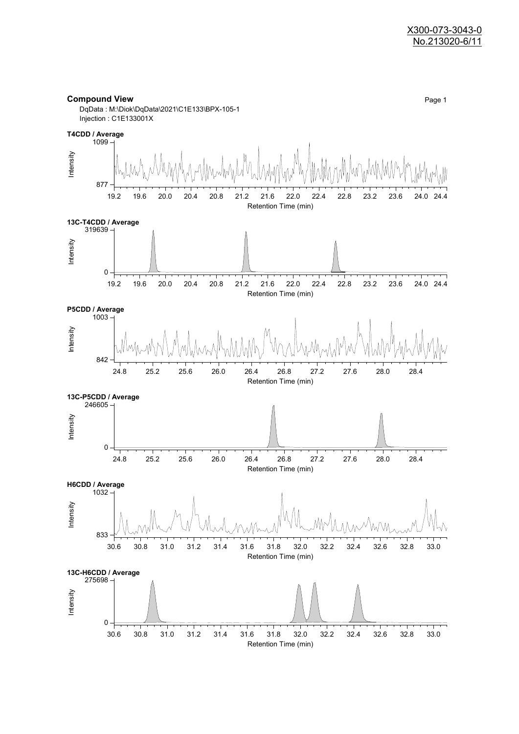X300-073-3043-0
No.213020-6/11

**Compound View**

DqData : M:\Diok\DqData\2021\C1E133\BPX-105-1
Injection : C1E133001X

**T4CDD / Average**

Intensity: 877 – 1099
Retention Time (min): 19.2 – 24.4

**13C-T4CDD / Average**

Intensity: 0 – 319639
Retention Time (min): 19.2 – 24.4

**P5CDD / Average**

Intensity: 842 – 1003
Retention Time (min): 24.8 – 28.4

**13C-P5CDD / Average**

Intensity: 0 – 246605
Retention Time (min): 24.8 – 28.4

**H6CDD / Average**

Intensity: 833 – 1032
Retention Time (min): 30.6 – 33.0

**13C-H6CDD / Average**

Intensity: 0 – 275698
Retention Time (min): 30.6 – 33.0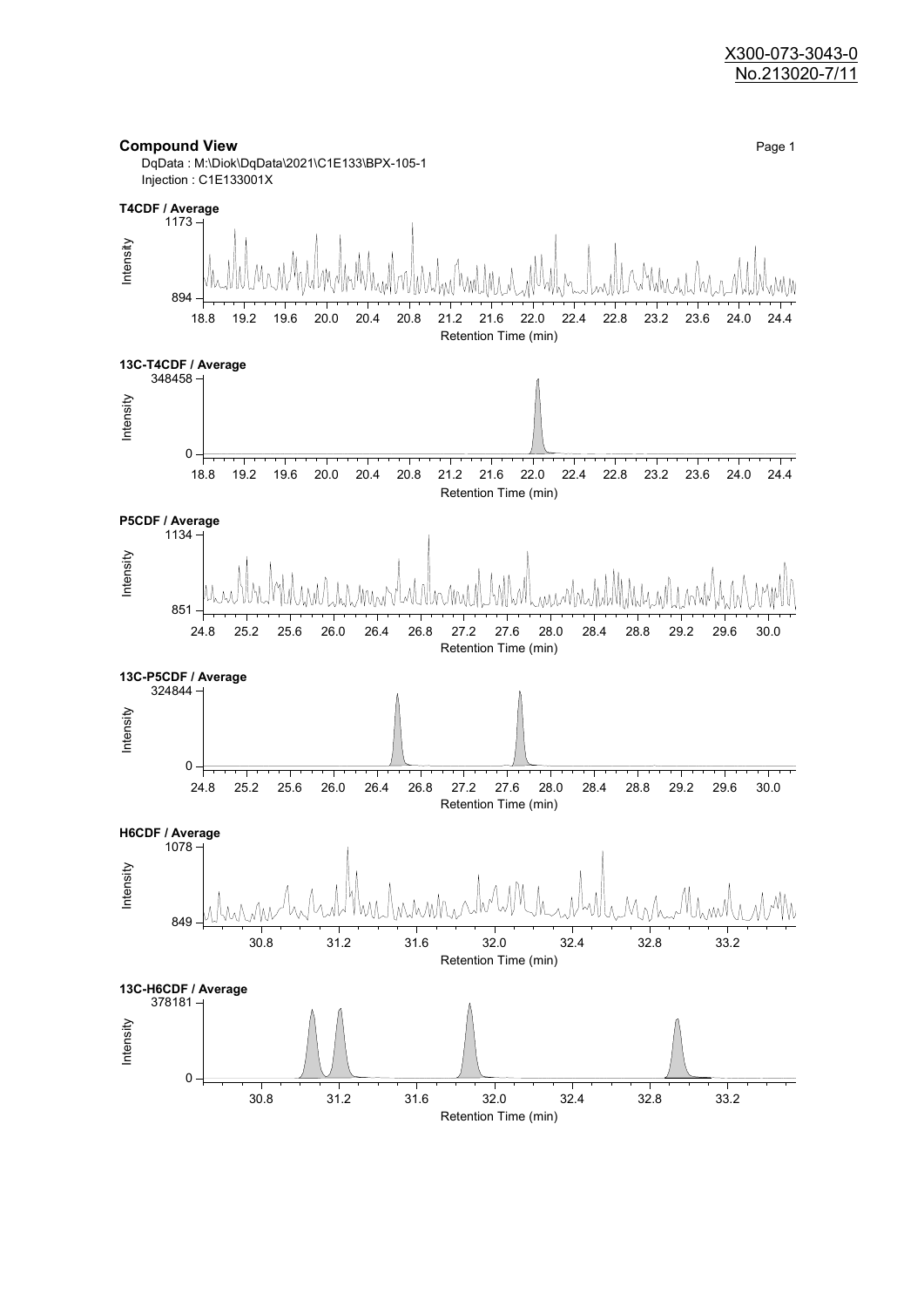X300-073-3043-0
No.213020-7/11

## Compound View

DqData : M:\Diok\DqData\2021\C1E133\BPX-105-1
Injection : C1E133001X

**T4CDF / Average**

Intensity (894 – 1173) vs. Retention Time (min) (18.8 – 24.4)

**13C-T4CDF / Average**

Intensity (0 – 348458) vs. Retention Time (min) (18.8 – 24.4)

**P5CDF / Average**

Intensity (851 – 1134) vs. Retention Time (min) (24.8 – 30.0)

**13C-P5CDF / Average**

Intensity (0 – 324844) vs. Retention Time (min) (24.8 – 30.0)

**H6CDF / Average**

Intensity (849 – 1078) vs. Retention Time (min) (30.8 – 33.2)

**13C-H6CDF / Average**

Intensity (0 – 378181) vs. Retention Time (min) (30.8 – 33.2)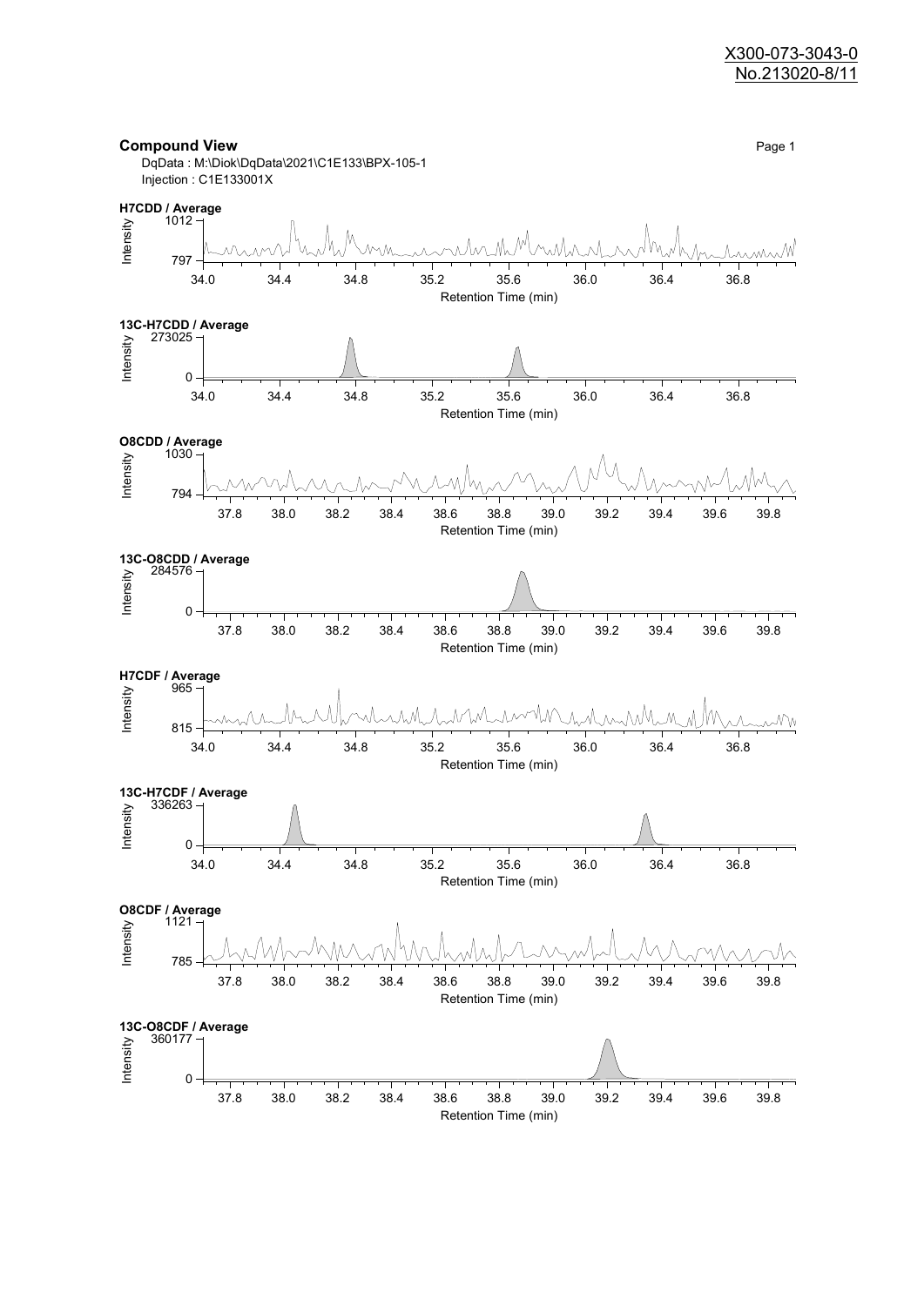X300-073-3043-0
No.213020-8/11

**Compound View**

DqData : M:\Diok\DqData\2021\C1E133\BPX-105-1
Injection : C1E133001X

**H7CDD / Average**

Intensity: 797 – 1012
Retention Time (min): 34.0 – 36.8

**13C-H7CDD / Average**

Intensity: 0 – 273025
Retention Time (min): 34.0 – 36.8

**O8CDD / Average**

Intensity: 794 – 1030
Retention Time (min): 37.8 – 39.8

**13C-O8CDD / Average**

Intensity: 0 – 284576
Retention Time (min): 37.8 – 39.8

**H7CDF / Average**

Intensity: 815 – 965
Retention Time (min): 34.0 – 36.8

**13C-H7CDF / Average**

Intensity: 0 – 336263
Retention Time (min): 34.0 – 36.8

**O8CDF / Average**

Intensity: 785 – 1121
Retention Time (min): 37.8 – 39.8

**13C-O8CDF / Average**

Intensity: 0 – 360177
Retention Time (min): 37.8 – 39.8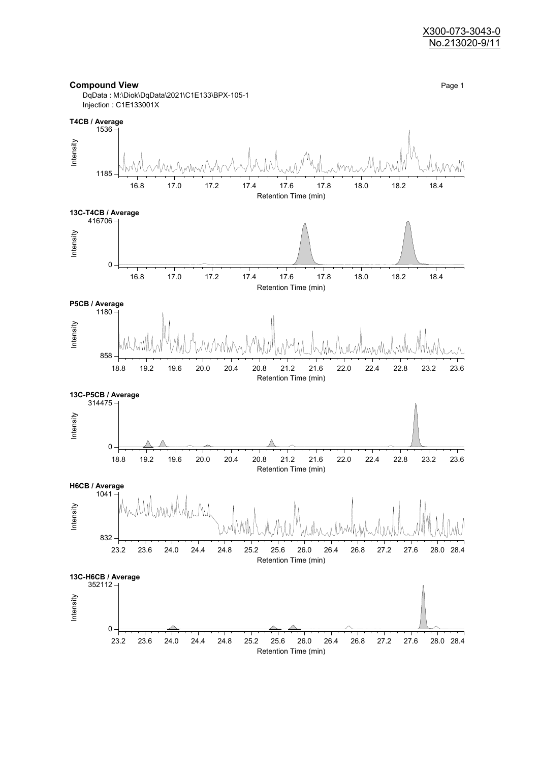**Compound View**

DqData : M:\Diok\DqData\2021\C1E133\BPX-105-1
Injection : C1E133001X

**T4CB / Average**

Intensity: 1185 – 1536

Retention Time (min): 16.8, 17.0, 17.2, 17.4, 17.6, 17.8, 18.0, 18.2, 18.4

**13C-T4CB / Average**

Intensity: 0 – 416706

Retention Time (min): 16.8, 17.0, 17.2, 17.4, 17.6, 17.8, 18.0, 18.2, 18.4

**P5CB / Average**

Intensity: 858 – 1180

Retention Time (min): 18.8, 19.2, 19.6, 20.0, 20.4, 20.8, 21.2, 21.6, 22.0, 22.4, 22.8, 23.2, 23.6

**13C-P5CB / Average**

Intensity: 0 – 314475

Retention Time (min): 18.8, 19.2, 19.6, 20.0, 20.4, 20.8, 21.2, 21.6, 22.0, 22.4, 22.8, 23.2, 23.6

**H6CB / Average**

Intensity: 832 – 1041

Retention Time (min): 23.2, 23.6, 24.0, 24.4, 24.8, 25.2, 25.6, 26.0, 26.4, 26.8, 27.2, 27.6, 28.0, 28.4

**13C-H6CB / Average**

Intensity: 0 – 352112

Retention Time (min): 23.2, 23.6, 24.0, 24.4, 24.8, 25.2, 25.6, 26.0, 26.4, 26.8, 27.2, 27.6, 28.0, 28.4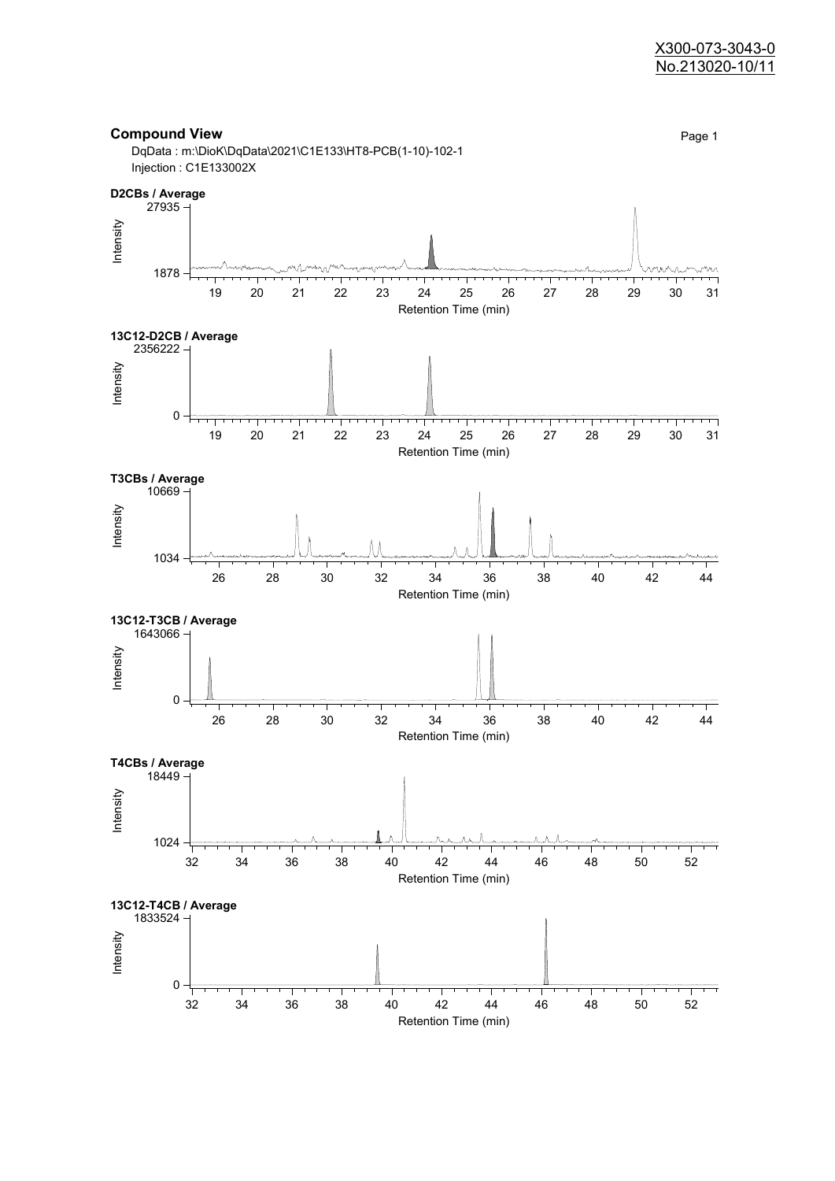X300-073-3043-0
No.213020-10/11

## Compound View

DqData : m:\DioK\DqData\2021\C1E133\HT8-PCB(1-10)-102-1
Injection : C1E133002X

**D2CBs / Average**

Intensity: 1878 – 27935
Retention Time (min): 19 20 21 22 23 24 25 26 27 28 29 30 31

**13C12-D2CB / Average**

Intensity: 0 – 2356222
Retention Time (min): 19 20 21 22 23 24 25 26 27 28 29 30 31

**T3CBs / Average**

Intensity: 1034 – 10669
Retention Time (min): 26 28 30 32 34 36 38 40 42 44

**13C12-T3CB / Average**

Intensity: 0 – 1643066
Retention Time (min): 26 28 30 32 34 36 38 40 42 44

**T4CBs / Average**

Intensity: 1024 – 18449
Retention Time (min): 32 34 36 38 40 42 44 46 48 50 52

**13C12-T4CB / Average**

Intensity: 0 – 1833524
Retention Time (min): 32 34 36 38 40 42 44 46 48 50 52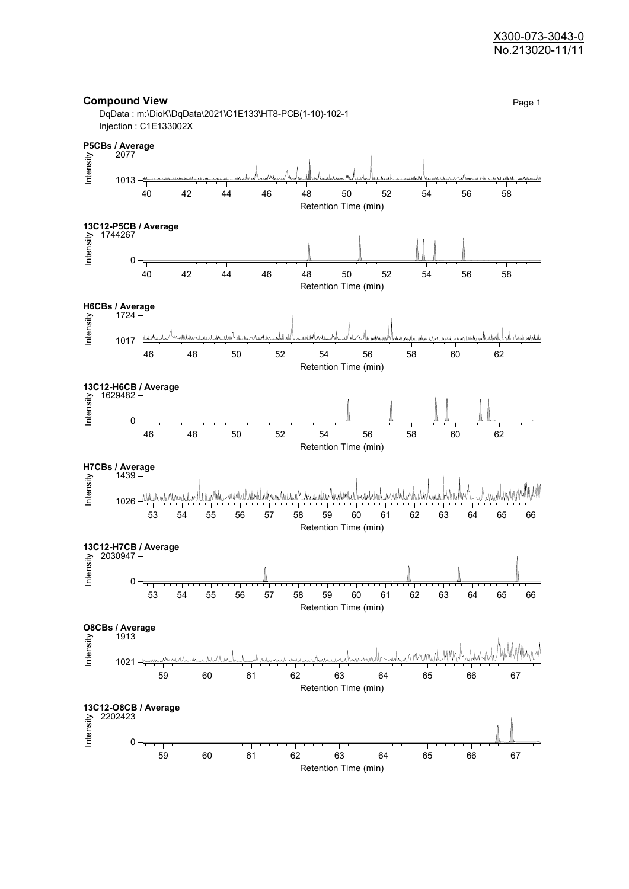X300-073-3043-0
No.213020-11/11

**Compound View**

Page 1

DqData : m:\DioK\DqData\2021\C1E133\HT8-PCB(1-10)-102-1
Injection : C1E133002X

**P5CBs / Average**

Intensity
2077
1013
40 42 44 46 48 50 52 54 56 58
Retention Time (min)

**13C12-P5CB / Average**

Intensity
1744267
0
40 42 44 46 48 50 52 54 56 58
Retention Time (min)

**H6CBs / Average**

Intensity
1724
1017
46 48 50 52 54 56 58 60 62
Retention Time (min)

**13C12-H6CB / Average**

Intensity
1629482
0
46 48 50 52 54 56 58 60 62
Retention Time (min)

**H7CBs / Average**

Intensity
1439
1026
53 54 55 56 57 58 59 60 61 62 63 64 65 66
Retention Time (min)

**13C12-H7CB / Average**

Intensity
2030947
0
53 54 55 56 57 58 59 60 61 62 63 64 65 66
Retention Time (min)

**O8CBs / Average**

Intensity
1913
1021
59 60 61 62 63 64 65 66 67
Retention Time (min)

**13C12-O8CB / Average**

Intensity
2202423
0
59 60 61 62 63 64 65 66 67
Retention Time (min)